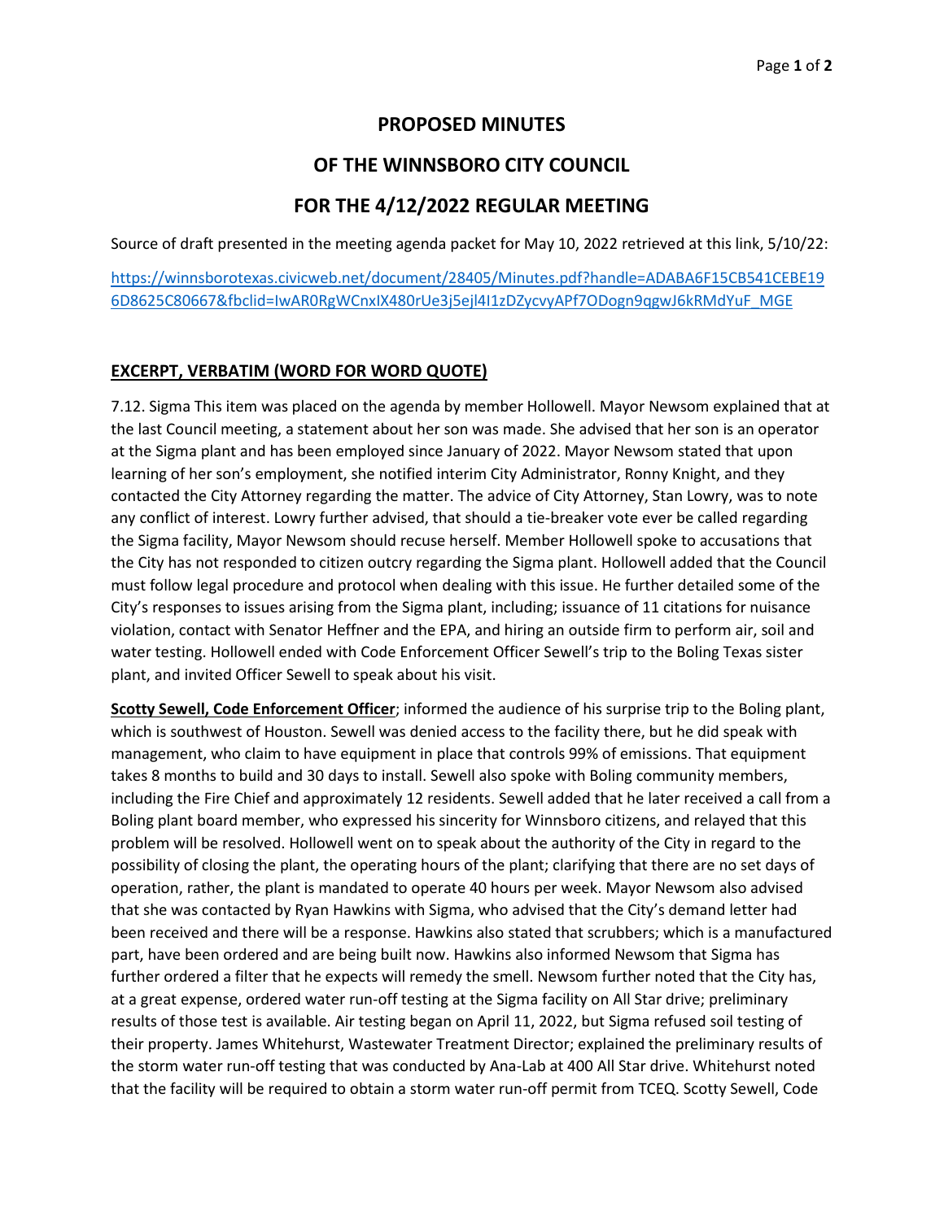# PROPOSED MINUTES

# OF THE WINNSBORO CITY COUNCIL

# FOR THE 4/12/2022 REGULAR MEETING

Source of draft presented in the meeting agenda packet for May 10, 2022 retrieved at this link, 5/10/22:

[https://winnsborotexas.civicweb.net/document/28405/Minutes.pdf?handle=ADABA6F15CB541CEBE196D8625C80667&fbclid=IwAR0RgWCnxIX480rUe3j5ejl4I1zDZycvyAPf7ODogn9qgwJ6kRMdYuF_MGE](https://winnsborotexas.civicweb.net/document/28405/Minutes.pdf?handle=ADABA6F15CB541CEBE196D8625C80667&fbclid=IwAR0RgWCnxIX480rUe3j5ejl4I1zDZycvyAPf7ODogn9qgwJ6kRMdYuF_MGE)

## EXCERPT, VERBATIM (WORD FOR WORD QUOTE)

7.12. Sigma This item was placed on the agenda by member Hollowell. Mayor Newsom explained that at the last Council meeting, a statement about her son was made. She advised that her son is an operator at the Sigma plant and has been employed since January of 2022. Mayor Newsom stated that upon learning of her son's employment, she notified interim City Administrator, Ronny Knight, and they contacted the City Attorney regarding the matter. The advice of City Attorney, Stan Lowry, was to note any conflict of interest. Lowry further advised, that should a tie-breaker vote ever be called regarding the Sigma facility, Mayor Newsom should recuse herself. Member Hollowell spoke to accusations that the City has not responded to citizen outcry regarding the Sigma plant. Hollowell added that the Council must follow legal procedure and protocol when dealing with this issue. He further detailed some of the City's responses to issues arising from the Sigma plant, including; issuance of 11 citations for nuisance violation, contact with Senator Heffner and the EPA, and hiring an outside firm to perform air, soil and water testing. Hollowell ended with Code Enforcement Officer Sewell's trip to the Boling Texas sister plant, and invited Officer Sewell to speak about his visit.

**Scotty Sewell, Code Enforcement Officer**; informed the audience of his surprise trip to the Boling plant, which is southwest of Houston. Sewell was denied access to the facility there, but he did speak with management, who claim to have equipment in place that controls 99% of emissions. That equipment takes 8 months to build and 30 days to install. Sewell also spoke with Boling community members, including the Fire Chief and approximately 12 residents. Sewell added that he later received a call from a Boling plant board member, who expressed his sincerity for Winnsboro citizens, and relayed that this problem will be resolved. Hollowell went on to speak about the authority of the City in regard to the possibility of closing the plant, the operating hours of the plant; clarifying that there are no set days of operation, rather, the plant is mandated to operate 40 hours per week. Mayor Newsom also advised that she was contacted by Ryan Hawkins with Sigma, who advised that the City's demand letter had been received and there will be a response. Hawkins also stated that scrubbers; which is a manufactured part, have been ordered and are being built now. Hawkins also informed Newsom that Sigma has further ordered a filter that he expects will remedy the smell. Newsom further noted that the City has, at a great expense, ordered water run-off testing at the Sigma facility on All Star drive; preliminary results of those test is available. Air testing began on April 11, 2022, but Sigma refused soil testing of their property. James Whitehurst, Wastewater Treatment Director; explained the preliminary results of the storm water run-off testing that was conducted by Ana-Lab at 400 All Star drive. Whitehurst noted that the facility will be required to obtain a storm water run-off permit from TCEQ. Scotty Sewell, Code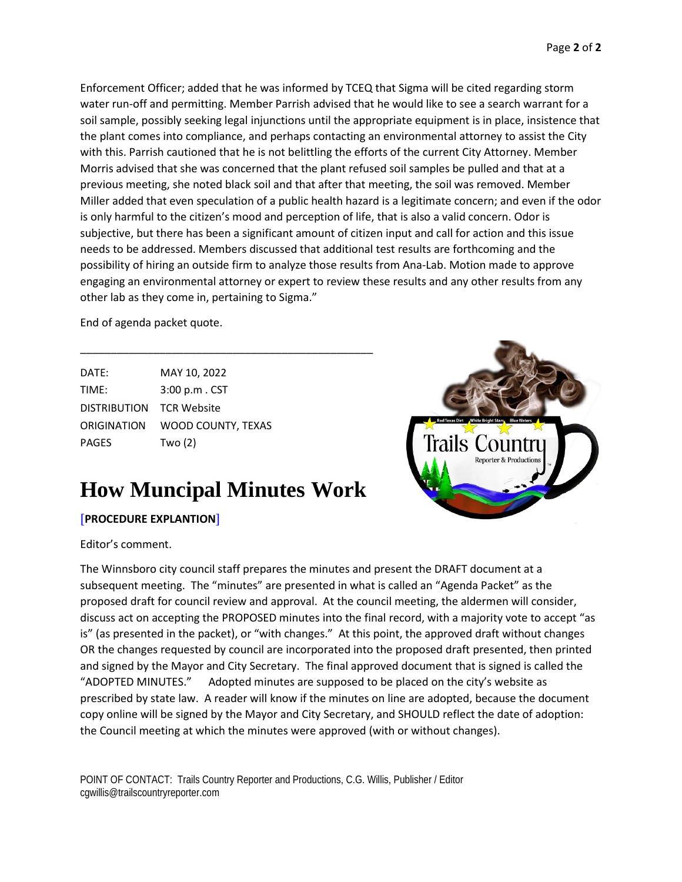Enforcement Officer; added that he was informed by TCEQ that Sigma will be cited regarding storm water run-off and permitting. Member Parrish advised that he would like to see a search warrant for a soil sample, possibly seeking legal injunctions until the appropriate equipment is in place, insistence that the plant comes into compliance, and perhaps contacting an environmental attorney to assist the City with this. Parrish cautioned that he is not belittling the efforts of the current City Attorney. Member Morris advised that she was concerned that the plant refused soil samples be pulled and that at a previous meeting, she noted black soil and that after that meeting, the soil was removed. Member Miller added that even speculation of a public health hazard is a legitimate concern; and even if the odor is only harmful to the citizen's mood and perception of life, that is also a valid concern. Odor is subjective, but there has been a significant amount of citizen input and call for action and this issue needs to be addressed. Members discussed that additional test results are forthcoming and the possibility of hiring an outside firm to analyze those results from Ana-Lab. Motion made to approve engaging an environmental attorney or expert to review these results and any other results from any other lab as they come in, pertaining to Sigma."

End of agenda packet quote.

---

| | |
|---|---|
| DATE: | MAY 10, 2022 |
| TIME: | 3:00 p.m . CST |
| DISTRIBUTION | TCR Website |
| ORIGINATION | WOOD COUNTY, TEXAS |
| PAGES | Two (2) |

# How Muncipal Minutes Work

[**PROCEDURE EXPLANTION**]

Editor's comment.

The Winnsboro city council staff prepares the minutes and present the DRAFT document at a subsequent meeting. The "minutes" are presented in what is called an "Agenda Packet" as the proposed draft for council review and approval. At the council meeting, the aldermen will consider, discuss act on accepting the PROPOSED minutes into the final record, with a majority vote to accept "as is" (as presented in the packet), or "with changes." At this point, the approved draft without changes OR the changes requested by council are incorporated into the proposed draft presented, then printed and signed by the Mayor and City Secretary. The final approved document that is signed is called the "ADOPTED MINUTES." Adopted minutes are supposed to be placed on the city's website as prescribed by state law. A reader will know if the minutes on line are adopted, because the document copy online will be signed by the Mayor and City Secretary, and SHOULD reflect the date of adoption: the Council meeting at which the minutes were approved (with or without changes).

POINT OF CONTACT: Trails Country Reporter and Productions, C.G. Willis, Publisher / Editor
cgwillis@trailscountryreporter.com